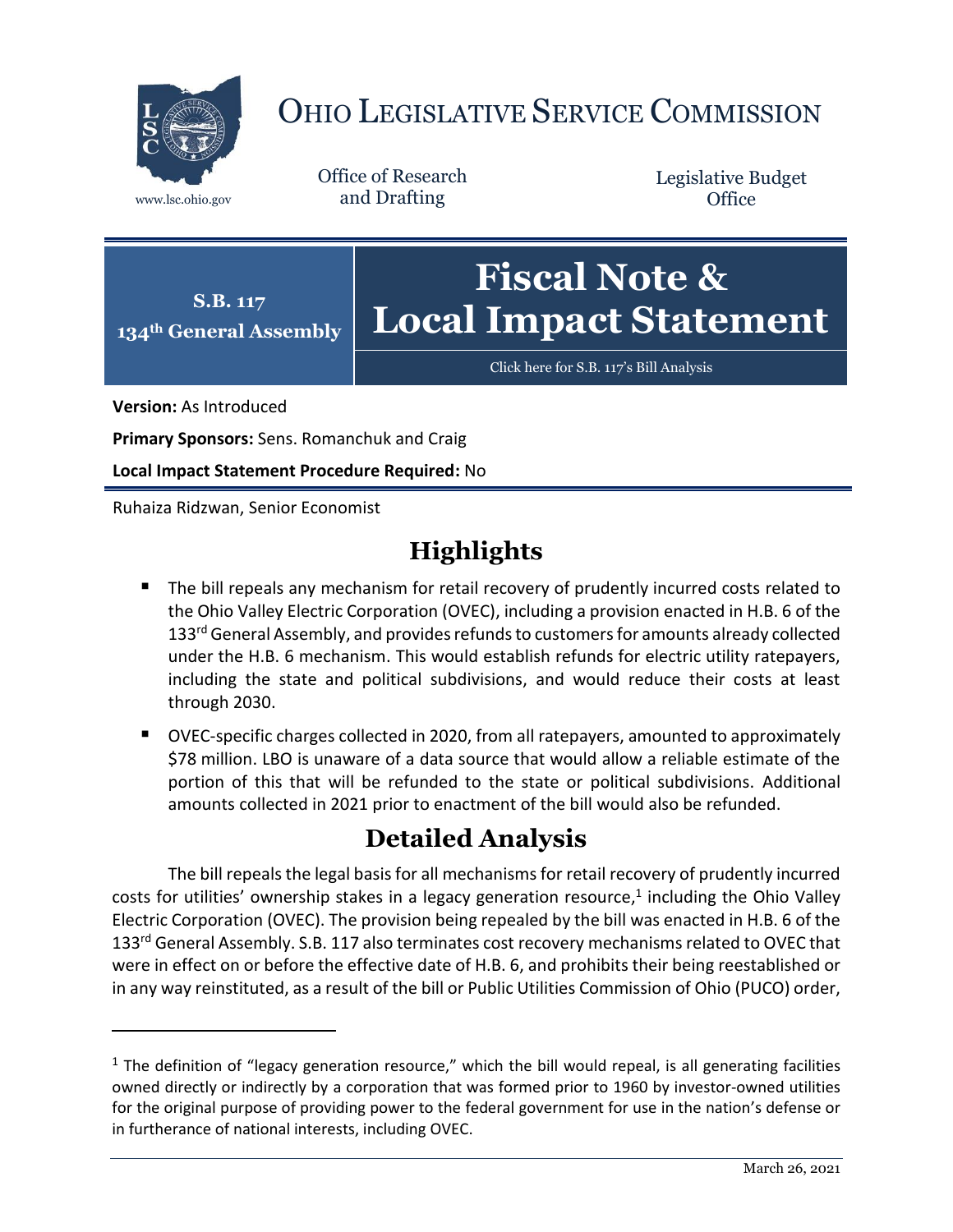# OHIO LEGISLATIVE SERVICE COMMISSION

www.lsc.ohio.gov

Office of Research and Drafting

Legislative Budget Office

**S.B. 117**
**134th General Assembly**

# Fiscal Note & Local Impact Statement

Click here for S.B. 117's Bill Analysis

**Version:** As Introduced

**Primary Sponsors:** Sens. Romanchuk and Craig

**Local Impact Statement Procedure Required:** No

Ruhaiza Ridzwan, Senior Economist

## Highlights

- The bill repeals any mechanism for retail recovery of prudently incurred costs related to the Ohio Valley Electric Corporation (OVEC), including a provision enacted in H.B. 6 of the 133rd General Assembly, and provides refunds to customers for amounts already collected under the H.B. 6 mechanism. This would establish refunds for electric utility ratepayers, including the state and political subdivisions, and would reduce their costs at least through 2030.
- OVEC-specific charges collected in 2020, from all ratepayers, amounted to approximately \$78 million. LBO is unaware of a data source that would allow a reliable estimate of the portion of this that will be refunded to the state or political subdivisions. Additional amounts collected in 2021 prior to enactment of the bill would also be refunded.

## Detailed Analysis

The bill repeals the legal basis for all mechanisms for retail recovery of prudently incurred costs for utilities' ownership stakes in a legacy generation resource,[1] including the Ohio Valley Electric Corporation (OVEC). The provision being repealed by the bill was enacted in H.B. 6 of the 133rd General Assembly. S.B. 117 also terminates cost recovery mechanisms related to OVEC that were in effect on or before the effective date of H.B. 6, and prohibits their being reestablished or in any way reinstituted, as a result of the bill or Public Utilities Commission of Ohio (PUCO) order,

---

[1] The definition of "legacy generation resource," which the bill would repeal, is all generating facilities owned directly or indirectly by a corporation that was formed prior to 1960 by investor-owned utilities for the original purpose of providing power to the federal government for use in the nation's defense or in furtherance of national interests, including OVEC.

March 26, 2021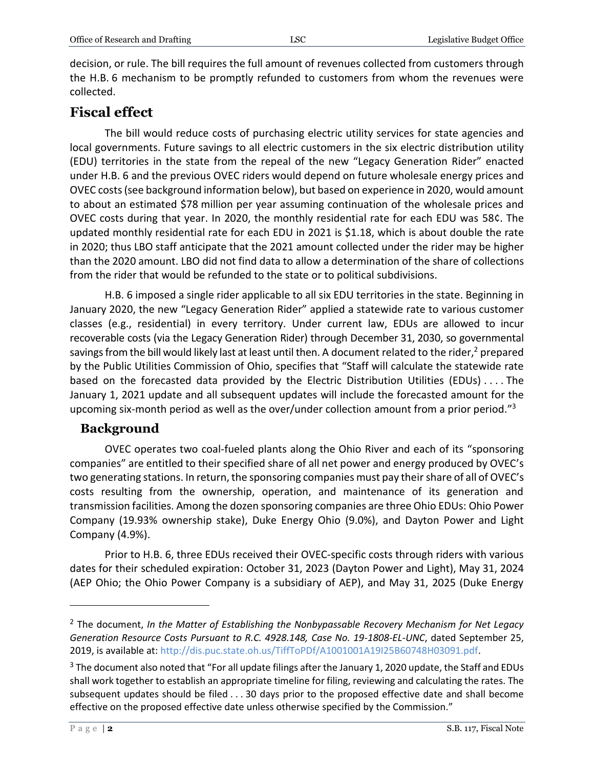decision, or rule. The bill requires the full amount of revenues collected from customers through the H.B. 6 mechanism to be promptly refunded to customers from whom the revenues were collected.

## Fiscal effect

The bill would reduce costs of purchasing electric utility services for state agencies and local governments. Future savings to all electric customers in the six electric distribution utility (EDU) territories in the state from the repeal of the new "Legacy Generation Rider" enacted under H.B. 6 and the previous OVEC riders would depend on future wholesale energy prices and OVEC costs (see background information below), but based on experience in 2020, would amount to about an estimated $78 million per year assuming continuation of the wholesale prices and OVEC costs during that year. In 2020, the monthly residential rate for each EDU was 58¢. The updated monthly residential rate for each EDU in 2021 is $1.18, which is about double the rate in 2020; thus LBO staff anticipate that the 2021 amount collected under the rider may be higher than the 2020 amount. LBO did not find data to allow a determination of the share of collections from the rider that would be refunded to the state or to political subdivisions.

H.B. 6 imposed a single rider applicable to all six EDU territories in the state. Beginning in January 2020, the new "Legacy Generation Rider" applied a statewide rate to various customer classes (e.g., residential) in every territory. Under current law, EDUs are allowed to incur recoverable costs (via the Legacy Generation Rider) through December 31, 2030, so governmental savings from the bill would likely last at least until then. A document related to the rider,[2] prepared by the Public Utilities Commission of Ohio, specifies that "Staff will calculate the statewide rate based on the forecasted data provided by the Electric Distribution Utilities (EDUs) . . . . The January 1, 2021 update and all subsequent updates will include the forecasted amount for the upcoming six-month period as well as the over/under collection amount from a prior period."[3]

### Background

OVEC operates two coal-fueled plants along the Ohio River and each of its "sponsoring companies" are entitled to their specified share of all net power and energy produced by OVEC's two generating stations. In return, the sponsoring companies must pay their share of all of OVEC's costs resulting from the ownership, operation, and maintenance of its generation and transmission facilities. Among the dozen sponsoring companies are three Ohio EDUs: Ohio Power Company (19.93% ownership stake), Duke Energy Ohio (9.0%), and Dayton Power and Light Company (4.9%).

Prior to H.B. 6, three EDUs received their OVEC-specific costs through riders with various dates for their scheduled expiration: October 31, 2023 (Dayton Power and Light), May 31, 2024 (AEP Ohio; the Ohio Power Company is a subsidiary of AEP), and May 31, 2025 (Duke Energy

---

[2] The document, *In the Matter of Establishing the Nonbypassable Recovery Mechanism for Net Legacy Generation Resource Costs Pursuant to R.C. 4928.148, Case No. 19-1808-EL-UNC*, dated September 25, 2019, is available at: http://dis.puc.state.oh.us/TiffToPDf/A1001001A19I25B60748H03091.pdf.

[3] The document also noted that "For all update filings after the January 1, 2020 update, the Staff and EDUs shall work together to establish an appropriate timeline for filing, reviewing and calculating the rates. The subsequent updates should be filed . . . 30 days prior to the proposed effective date and shall become effective on the proposed effective date unless otherwise specified by the Commission."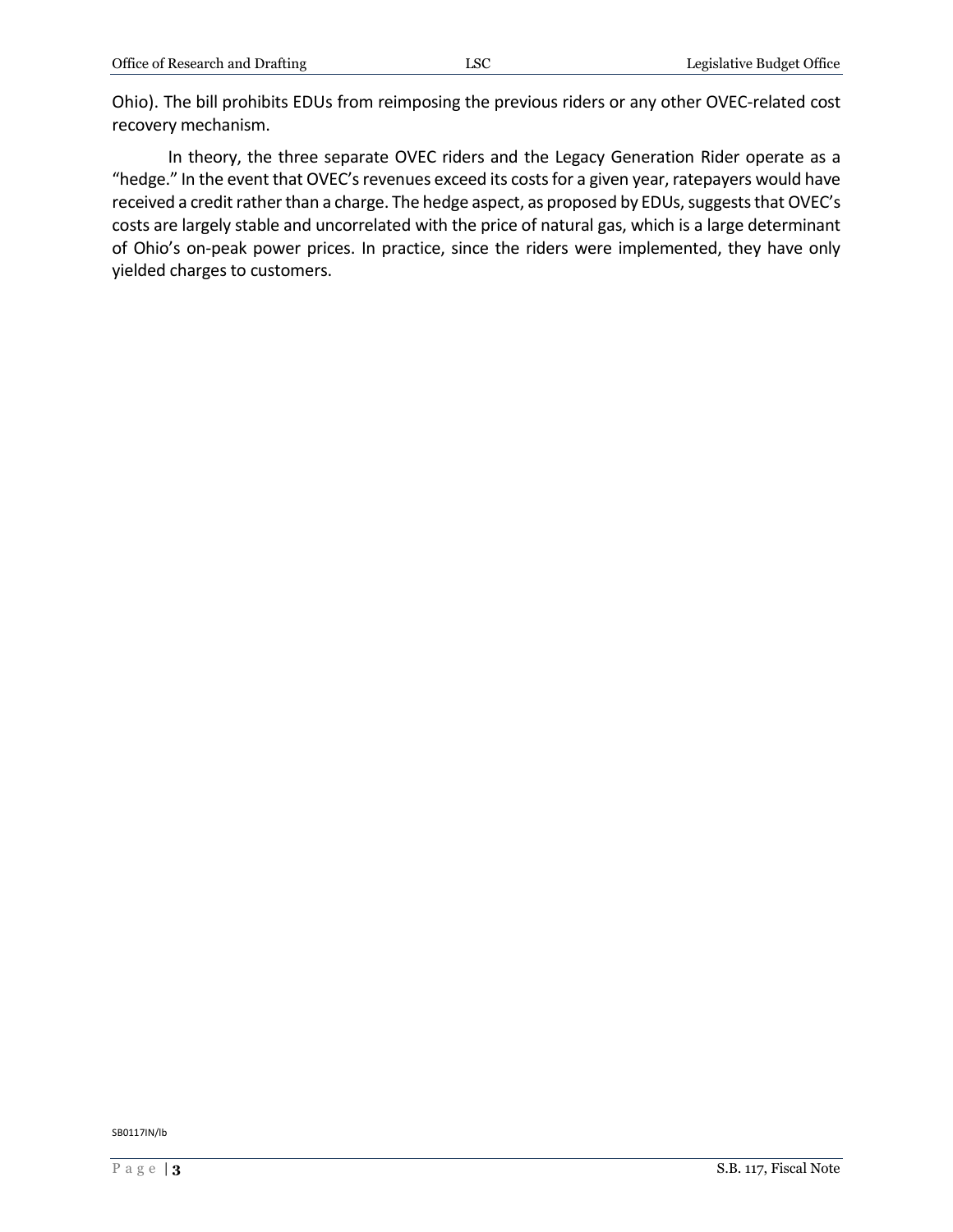Ohio). The bill prohibits EDUs from reimposing the previous riders or any other OVEC-related cost recovery mechanism.

In theory, the three separate OVEC riders and the Legacy Generation Rider operate as a "hedge." In the event that OVEC's revenues exceed its costs for a given year, ratepayers would have received a credit rather than a charge. The hedge aspect, as proposed by EDUs, suggests that OVEC's costs are largely stable and uncorrelated with the price of natural gas, which is a large determinant of Ohio's on-peak power prices. In practice, since the riders were implemented, they have only yielded charges to customers.

SB0117IN/lb